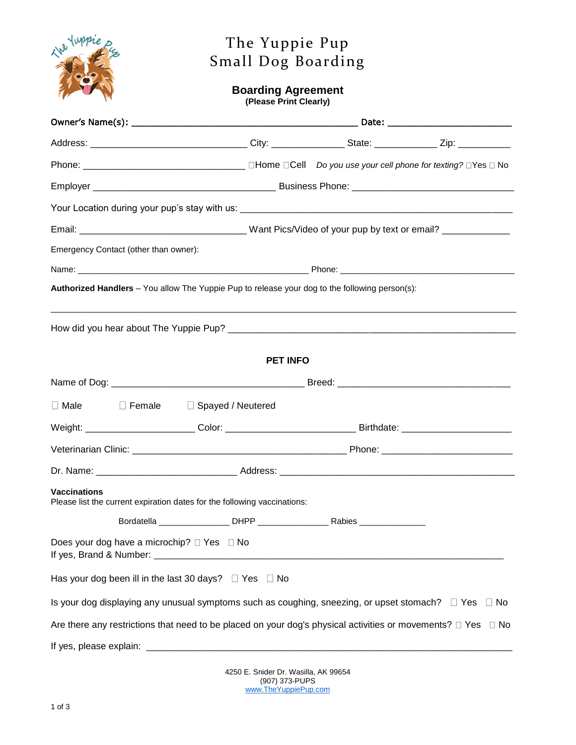# The Yuppie Pup
# Small Dog Boarding

## Boarding Agreement
**(Please Print Clearly)**

**Owner's Name(s):** ______________________________________________ **Date:** _________________________

Address: ________________________________ City: _______________ State: _____________ Zip: ___________

Phone: _________________________________ ☐Home ☐Cell *Do you use your cell phone for texting?* ☐Yes ☐ No

Employer ____________________________________ Business Phone: _________________________________

Your Location during your pup's stay with us: ____________________________________________________

Email: __________________________________ Want Pics/Video of your pup by text or email? _____________

Emergency Contact (other than owner):

Name: _______________________________________________ Phone: ____________________________________

**Authorized Handlers** – You allow The Yuppie Pup to release your dog to the following person(s):

______________________________________________________________________________________________

How did you hear about The Yuppie Pup? _______________________________________________________

## PET INFO

Name of Dog: ________________________________________ Breed: ___________________________________

☐ Male ☐ Female ☐ Spayed / Neutered

Weight: ______________________ Color: ___________________________ Birthdate: _______________________

Veterinarian Clinic: _____________________________________________ Phone: __________________________

Dr. Name: ____________________________ Address: _________________________________________________

**Vaccinations**
Please list the current expiration dates for the following vaccinations:

Bordatella _______________ DHPP _______________ Rabies ______________

Does your dog have a microchip? ☐ Yes ☐ No
If yes, Brand & Number: _________________________________________________________________________

Has your dog been ill in the last 30 days? ☐ Yes ☐ No

Is your dog displaying any unusual symptoms such as coughing, sneezing, or upset stomach? ☐ Yes ☐ No

Are there any restrictions that need to be placed on your dog's physical activities or movements? ☐ Yes ☐ No

If yes, please explain: ____________________________________________________________________________

4250 E. Snider Dr. Wasilla, AK 99654
(907) 373-PUPS
www.TheYuppiePup.com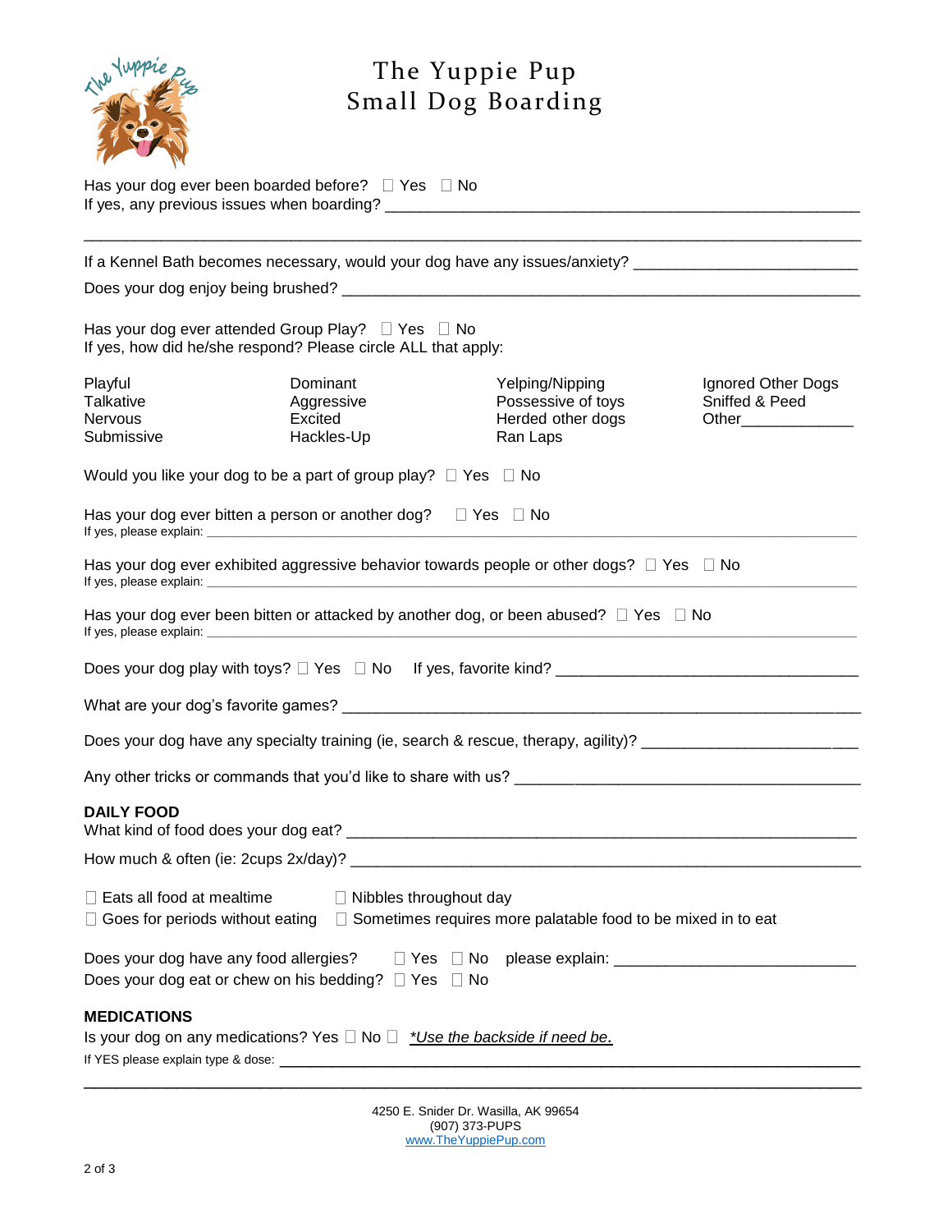# The Yuppie Pup
## Small Dog Boarding

Has your dog ever been boarded before? ☐ Yes ☐ No
If yes, any previous issues when boarding? ______________________________________________

______________________________________________________________________________

If a Kennel Bath becomes necessary, would your dog have any issues/anxiety? ____________________

Does your dog enjoy being brushed? _____________________________________________________

Has your dog ever attended Group Play? ☐ Yes ☐ No
If yes, how did he/she respond? Please circle ALL that apply:

| | | | |
|---|---|---|---|
| Playful | Dominant | Yelping/Nipping | Ignored Other Dogs |
| Talkative | Aggressive | Possessive of toys | Sniffed & Peed |
| Nervous | Excited | Herded other dogs | Other____________ |
| Submissive | Hackles-Up | Ran Laps | |

Would you like your dog to be a part of group play? ☐ Yes ☐ No

Has your dog ever bitten a person or another dog? ☐ Yes ☐ No
If yes, please explain: ______________________________________________________________

Has your dog ever exhibited aggressive behavior towards people or other dogs? ☐ Yes ☐ No
If yes, please explain: ______________________________________________________________

Has your dog ever been bitten or attacked by another dog, or been abused? ☐ Yes ☐ No
If yes, please explain: ______________________________________________________________

Does your dog play with toys? ☐ Yes ☐ No If yes, favorite kind? ______________________________

What are your dog's favorite games? _____________________________________________________

Does your dog have any specialty training (ie, search & rescue, therapy, agility)? ____________________

Any other tricks or commands that you'd like to share with us? ________________________________

**DAILY FOOD**

What kind of food does your dog eat? _____________________________________________________

How much & often (ie: 2cups 2x/day)? _____________________________________________________

☐ Eats all food at mealtime ☐ Nibbles throughout day
☐ Goes for periods without eating ☐ Sometimes requires more palatable food to be mixed in to eat

Does your dog have any food allergies? ☐ Yes ☐ No please explain: ________________________
Does your dog eat or chew on his bedding? ☐ Yes ☐ No

**MEDICATIONS**

Is your dog on any medications? Yes ☐ No ☐ *Use the backside if need be.*

If YES please explain type & dose: _______________________________________________________

______________________________________________________________________________

4250 E. Snider Dr. Wasilla, AK 99654
(907) 373-PUPS
www.TheYuppiePup.com